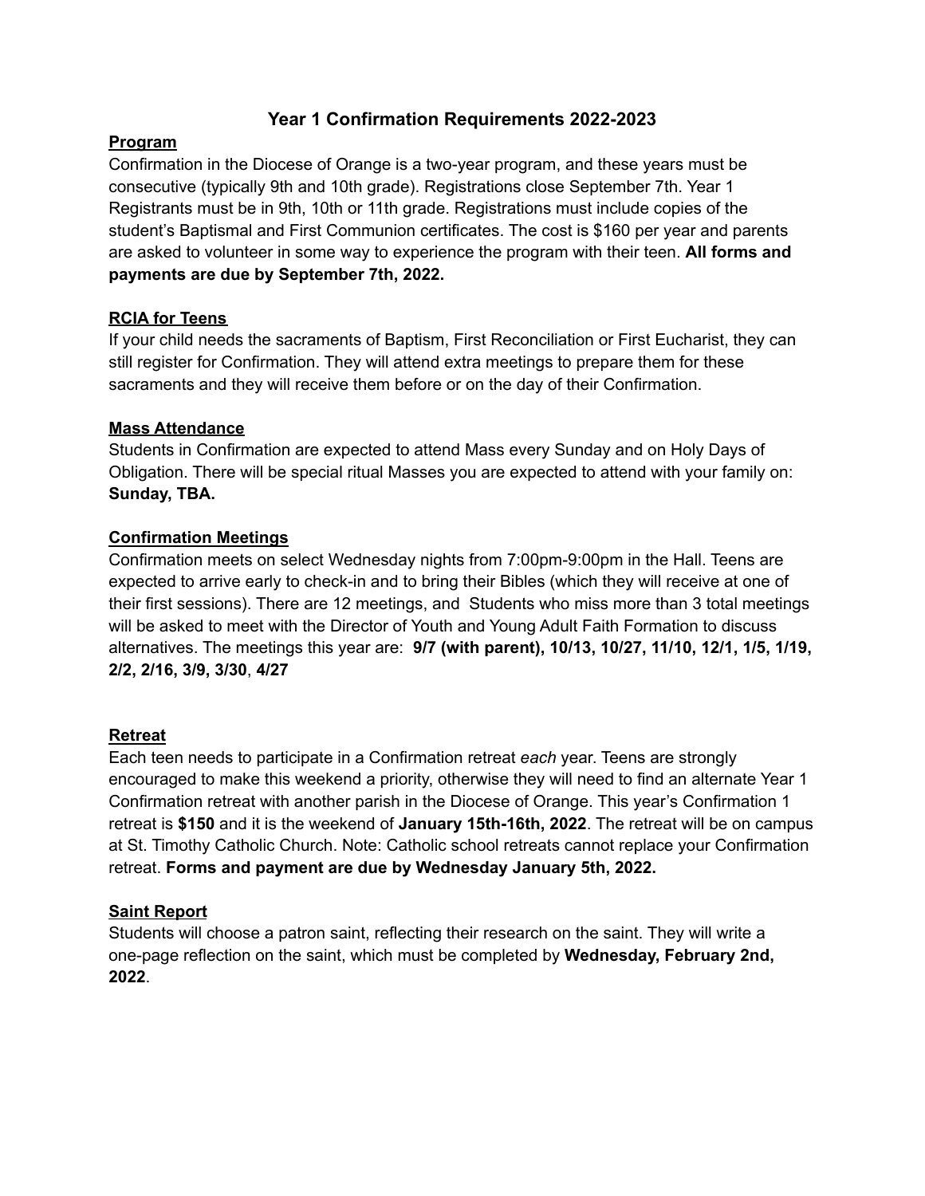# Year 1 Confirmation Requirements 2022-2023

## Program

Confirmation in the Diocese of Orange is a two-year program, and these years must be consecutive (typically 9th and 10th grade). Registrations close September 7th. Year 1 Registrants must be in 9th, 10th or 11th grade. Registrations must include copies of the student's Baptismal and First Communion certificates. The cost is $160 per year and parents are asked to volunteer in some way to experience the program with their teen. **All forms and payments are due by September 7th, 2022.**

## RCIA for Teens

If your child needs the sacraments of Baptism, First Reconciliation or First Eucharist, they can still register for Confirmation. They will attend extra meetings to prepare them for these sacraments and they will receive them before or on the day of their Confirmation.

## Mass Attendance

Students in Confirmation are expected to attend Mass every Sunday and on Holy Days of Obligation. There will be special ritual Masses you are expected to attend with your family on: **Sunday, TBA.**

## Confirmation Meetings

Confirmation meets on select Wednesday nights from 7:00pm-9:00pm in the Hall. Teens are expected to arrive early to check-in and to bring their Bibles (which they will receive at one of their first sessions). There are 12 meetings, and  Students who miss more than 3 total meetings will be asked to meet with the Director of Youth and Young Adult Faith Formation to discuss alternatives. The meetings this year are: **9/7 (with parent), 10/13, 10/27, 11/10, 12/1, 1/5, 1/19, 2/2, 2/16, 3/9, 3/30**, **4/27**

## Retreat

Each teen needs to participate in a Confirmation retreat *each* year. Teens are strongly encouraged to make this weekend a priority, otherwise they will need to find an alternate Year 1 Confirmation retreat with another parish in the Diocese of Orange. This year's Confirmation 1 retreat is **$150** and it is the weekend of **January 15th-16th, 2022**. The retreat will be on campus at St. Timothy Catholic Church. Note: Catholic school retreats cannot replace your Confirmation retreat. **Forms and payment are due by Wednesday January 5th, 2022.**

## Saint Report

Students will choose a patron saint, reflecting their research on the saint. They will write a one-page reflection on the saint, which must be completed by **Wednesday, February 2nd, 2022**.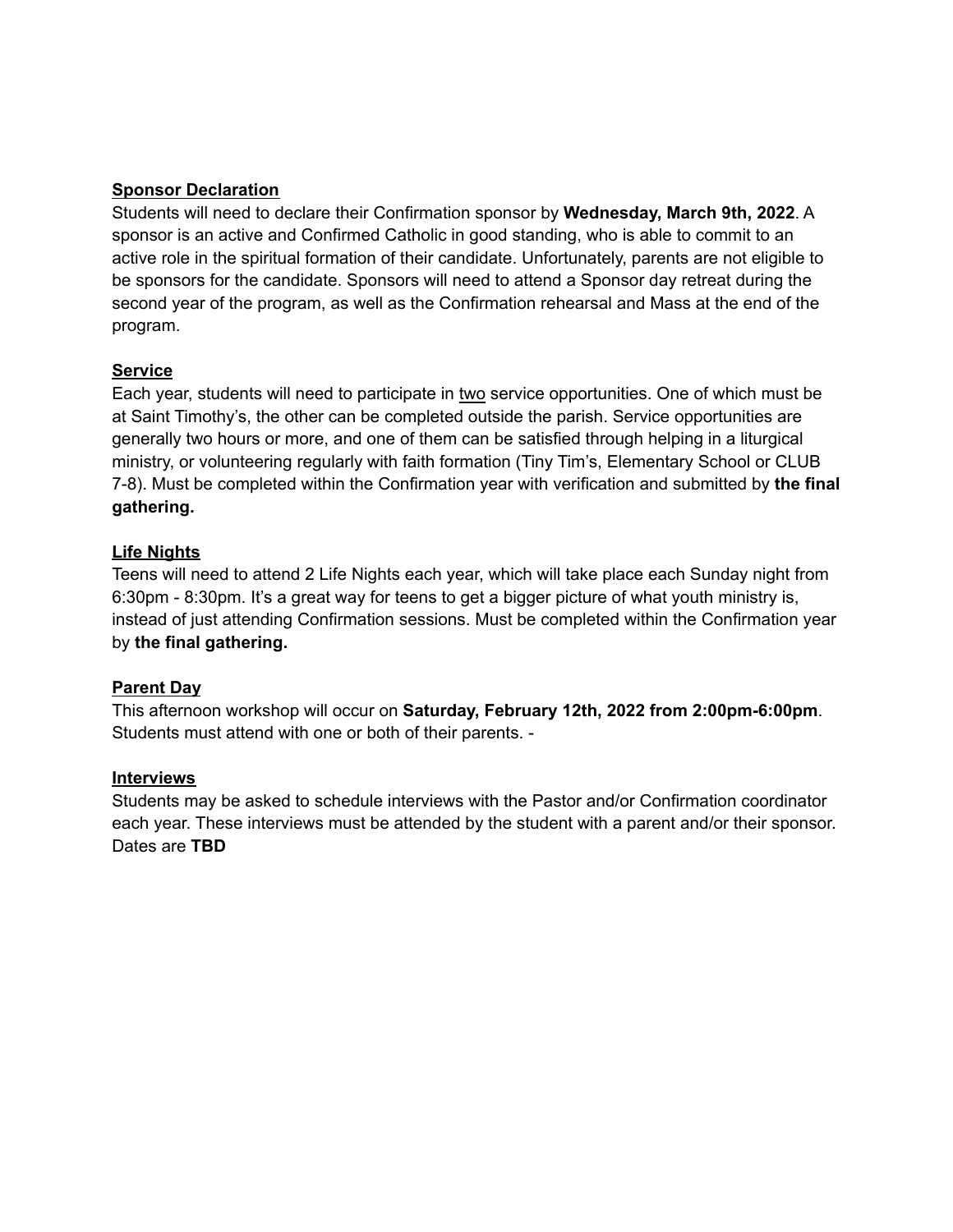**Sponsor Declaration**

Students will need to declare their Confirmation sponsor by **Wednesday, March 9th, 2022**. A sponsor is an active and Confirmed Catholic in good standing, who is able to commit to an active role in the spiritual formation of their candidate. Unfortunately, parents are not eligible to be sponsors for the candidate. Sponsors will need to attend a Sponsor day retreat during the second year of the program, as well as the Confirmation rehearsal and Mass at the end of the program.

**Service**

Each year, students will need to participate in two service opportunities. One of which must be at Saint Timothy's, the other can be completed outside the parish. Service opportunities are generally two hours or more, and one of them can be satisfied through helping in a liturgical ministry, or volunteering regularly with faith formation (Tiny Tim's, Elementary School or CLUB 7-8). Must be completed within the Confirmation year with verification and submitted by **the final gathering.**

**Life Nights**

Teens will need to attend 2 Life Nights each year, which will take place each Sunday night from 6:30pm - 8:30pm. It's a great way for teens to get a bigger picture of what youth ministry is, instead of just attending Confirmation sessions. Must be completed within the Confirmation year by **the final gathering.**

**Parent Day**

This afternoon workshop will occur on **Saturday, February 12th, 2022 from 2:00pm-6:00pm**. Students must attend with one or both of their parents. -

**Interviews**

Students may be asked to schedule interviews with the Pastor and/or Confirmation coordinator each year. These interviews must be attended by the student with a parent and/or their sponsor. Dates are **TBD**